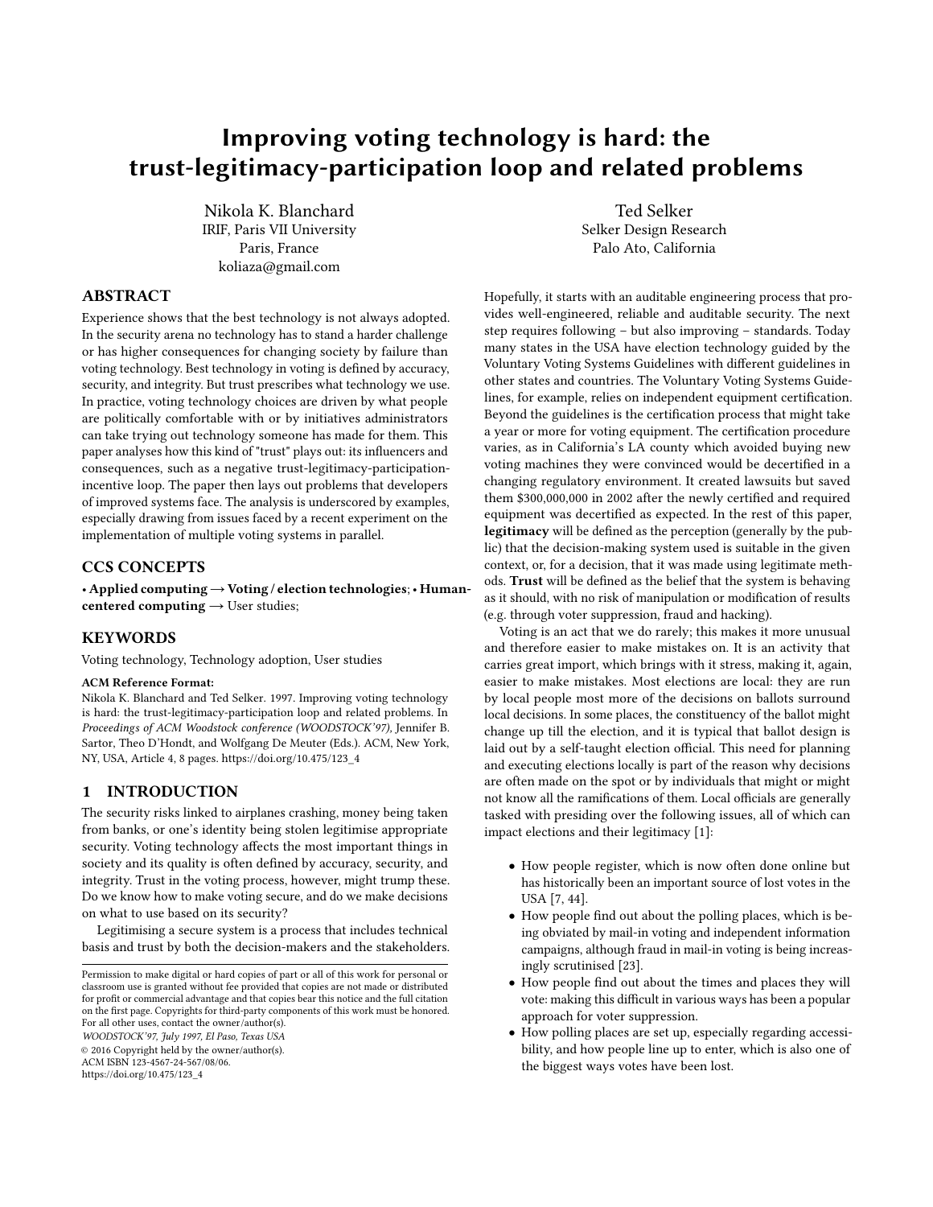# Improving voting technology is hard: the trust-legitimacy-participation loop and related problems

Nikola K. Blanchard
IRIF, Paris VII University
Paris, France
koliaza@gmail.com

Ted Selker
Selker Design Research
Palo Ato, California

## ABSTRACT

Experience shows that the best technology is not always adopted. In the security arena no technology has to stand a harder challenge or has higher consequences for changing society by failure than voting technology. Best technology in voting is defined by accuracy, security, and integrity. But trust prescribes what technology we use. In practice, voting technology choices are driven by what people are politically comfortable with or by initiatives administrators can take trying out technology someone has made for them. This paper analyses how this kind of "trust" plays out: its influencers and consequences, such as a negative trust-legitimacy-participation-incentive loop. The paper then lays out problems that developers of improved systems face. The analysis is underscored by examples, especially drawing from issues faced by a recent experiment on the implementation of multiple voting systems in parallel.

## CCS CONCEPTS

• **Applied computing** → **Voting / election technologies**; • **Human-centered computing** → User studies;

## KEYWORDS

Voting technology, Technology adoption, User studies

**ACM Reference Format:**
Nikola K. Blanchard and Ted Selker. 1997. Improving voting technology is hard: the trust-legitimacy-participation loop and related problems. In *Proceedings of ACM Woodstock conference (WOODSTOCK'97)*, Jennifer B. Sartor, Theo D'Hondt, and Wolfgang De Meuter (Eds.). ACM, New York, NY, USA, Article 4, 8 pages. https://doi.org/10.475/123_4

## 1 INTRODUCTION

The security risks linked to airplanes crashing, money being taken from banks, or one's identity being stolen legitimise appropriate security. Voting technology affects the most important things in society and its quality is often defined by accuracy, security, and integrity. Trust in the voting process, however, might trump these. Do we know how to make voting secure, and do we make decisions on what to use based on its security?

Legitimising a secure system is a process that includes technical basis and trust by both the decision-makers and the stakeholders. Hopefully, it starts with an auditable engineering process that provides well-engineered, reliable and auditable security. The next step requires following – but also improving – standards. Today many states in the USA have election technology guided by the Voluntary Voting Systems Guidelines with different guidelines in other states and countries. The Voluntary Voting Systems Guidelines, for example, relies on independent equipment certification. Beyond the guidelines is the certification process that might take a year or more for voting equipment. The certification procedure varies, as in California's LA county which avoided buying new voting machines they were convinced would be decertified in a changing regulatory environment. It created lawsuits but saved them $300,000,000 in 2002 after the newly certified and required equipment was decertified as expected. In the rest of this paper, **legitimacy** will be defined as the perception (generally by the public) that the decision-making system used is suitable in the given context, or, for a decision, that it was made using legitimate methods. **Trust** will be defined as the belief that the system is behaving as it should, with no risk of manipulation or modification of results (e.g. through voter suppression, fraud and hacking).

Voting is an act that we do rarely; this makes it more unusual and therefore easier to make mistakes on. It is an activity that carries great import, which brings with it stress, making it, again, easier to make mistakes. Most elections are local: they are run by local people most more of the decisions on ballots surround local decisions. In some places, the constituency of the ballot might change up till the election, and it is typical that ballot design is laid out by a self-taught election official. This need for planning and executing elections locally is part of the reason why decisions are often made on the spot or by individuals that might or might not know all the ramifications of them. Local officials are generally tasked with presiding over the following issues, all of which can impact elections and their legitimacy [1]:

- How people register, which is now often done online but has historically been an important source of lost votes in the USA [7, 44].
- How people find out about the polling places, which is being obviated by mail-in voting and independent information campaigns, although fraud in mail-in voting is being increasingly scrutinised [23].
- How people find out about the times and places they will vote: making this difficult in various ways has been a popular approach for voter suppression.
- How polling places are set up, especially regarding accessibility, and how people line up to enter, which is also one of the biggest ways votes have been lost.

Permission to make digital or hard copies of part or all of this work for personal or classroom use is granted without fee provided that copies are not made or distributed for profit or commercial advantage and that copies bear this notice and the full citation on the first page. Copyrights for third-party components of this work must be honored. For all other uses, contact the owner/author(s).
*WOODSTOCK'97, July 1997, El Paso, Texas USA*
© 2016 Copyright held by the owner/author(s).
ACM ISBN 123-4567-24-567/08/06.
https://doi.org/10.475/123_4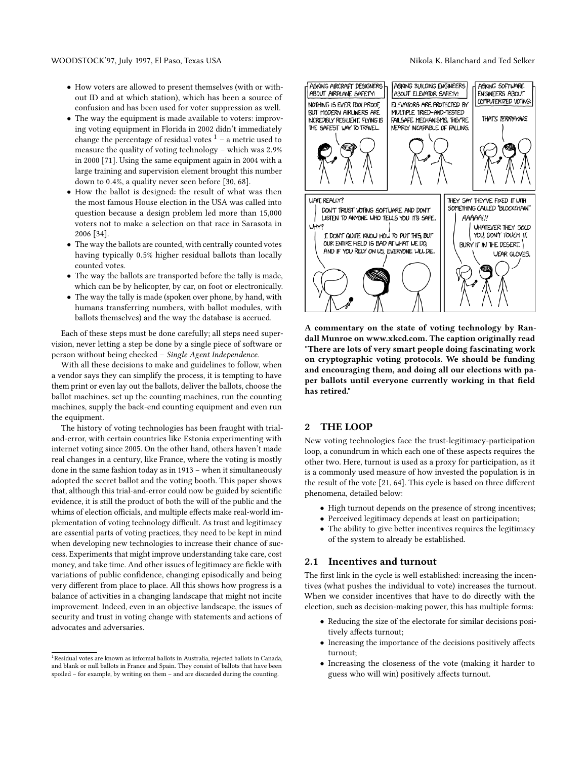- How voters are allowed to present themselves (with or without ID and at which station), which has been a source of confusion and has been used for voter suppression as well.
- The way the equipment is made available to voters: improving voting equipment in Florida in 2002 didn't immediately change the percentage of residual votes [1] – a metric used to measure the quality of voting technology – which was 2.9% in 2000 [71]. Using the same equipment again in 2004 with a large training and supervision element brought this number down to 0.4%, a quality never seen before [30, 68].
- How the ballot is designed: the result of what was then the most famous House election in the USA was called into question because a design problem led more than 15,000 voters not to make a selection on that race in Sarasota in 2006 [34].
- The way the ballots are counted, with centrally counted votes having typically 0.5% higher residual ballots than locally counted votes.
- The way the ballots are transported before the tally is made, which can be by helicopter, by car, on foot or electronically.
- The way the tally is made (spoken over phone, by hand, with humans transferring numbers, with ballot modules, with ballots themselves) and the way the database is accrued.

Each of these steps must be done carefully; all steps need supervision, never letting a step be done by a single piece of software or person without being checked – *Single Agent Independence*.

With all these decisions to make and guidelines to follow, when a vendor says they can simplify the process, it is tempting to have them print or even lay out the ballots, deliver the ballots, choose the ballot machines, set up the counting machines, run the counting machines, supply the back-end counting equipment and even run the equipment.

The history of voting technologies has been fraught with trial-and-error, with certain countries like Estonia experimenting with internet voting since 2005. On the other hand, others haven't made real changes in a century, like France, where the voting is mostly done in the same fashion today as in 1913 – when it simultaneously adopted the secret ballot and the voting booth. This paper shows that, although this trial-and-error could now be guided by scientific evidence, it is still the product of both the will of the public and the whims of election officials, and multiple effects make real-world implementation of voting technology difficult. As trust and legitimacy are essential parts of voting practices, they need to be kept in mind when developing new technologies to increase their chance of success. Experiments that might improve understanding take care, cost money, and take time. And other issues of legitimacy are fickle with variations of public confidence, changing episodically and being very different from place to place. All this shows how progress is a balance of activities in a changing landscape that might not incite improvement. Indeed, even in an objective landscape, the issues of security and trust in voting change with statements and actions of advocates and adversaries.

[1] Residual votes are known as informal ballots in Australia, rejected ballots in Canada, and blank or null ballots in France and Spain. They consist of ballots that have been spoiled – for example, by writing on them – and are discarded during the counting.

**A commentary on the state of voting technology by Randall Munroe on www.xkcd.com. The caption originally read "There are lots of very smart people doing fascinating work on cryptographic voting protocols. We should be funding and encouraging them, and doing all our elections with paper ballots until everyone currently working in that field has retired."**

## 2 THE LOOP

New voting technologies face the trust-legitimacy-participation loop, a conundrum in which each one of these aspects requires the other two. Here, turnout is used as a proxy for participation, as it is a commonly used measure of how invested the population is in the result of the vote [21, 64]. This cycle is based on three different phenomena, detailed below:

- High turnout depends on the presence of strong incentives;
- Perceived legitimacy depends at least on participation;
- The ability to give better incentives requires the legitimacy of the system to already be established.

### 2.1 Incentives and turnout

The first link in the cycle is well established: increasing the incentives (what pushes the individual to vote) increases the turnout. When we consider incentives that have to do directly with the election, such as decision-making power, this has multiple forms:

- Reducing the size of the electorate for similar decisions positively affects turnout;
- Increasing the importance of the decisions positively affects turnout;
- Increasing the closeness of the vote (making it harder to guess who will win) positively affects turnout.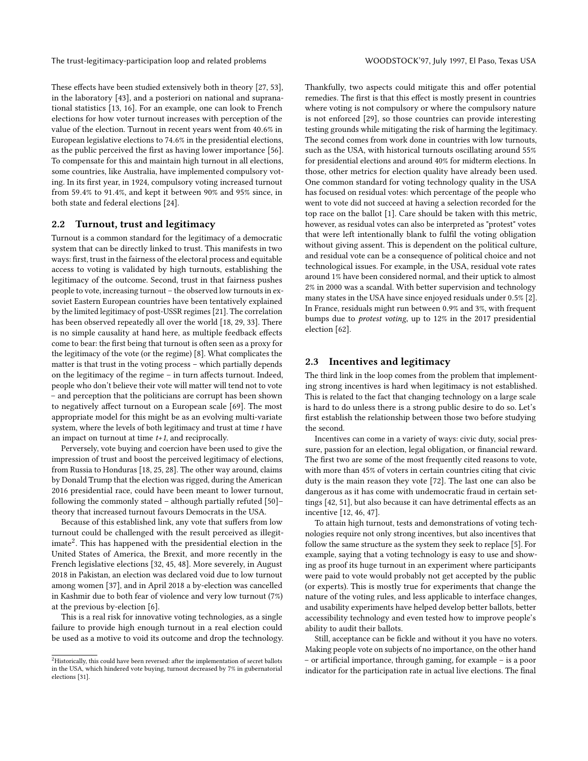These effects have been studied extensively both in theory [27, 53], in the laboratory [43], and a posteriori on national and supranational statistics [13, 16]. For an example, one can look to French elections for how voter turnout increases with perception of the value of the election. Turnout in recent years went from 40.6% in European legislative elections to 74.6% in the presidential elections, as the public perceived the first as having lower importance [56]. To compensate for this and maintain high turnout in all elections, some countries, like Australia, have implemented compulsory voting. In its first year, in 1924, compulsory voting increased turnout from 59.4% to 91.4%, and kept it between 90% and 95% since, in both state and federal elections [24].

## 2.2 Turnout, trust and legitimacy

Turnout is a common standard for the legitimacy of a democratic system that can be directly linked to trust. This manifests in two ways: first, trust in the fairness of the electoral process and equitable access to voting is validated by high turnouts, establishing the legitimacy of the outcome. Second, trust in that fairness pushes people to vote, increasing turnout – the observed low turnouts in ex-soviet Eastern European countries have been tentatively explained by the limited legitimacy of post-USSR regimes [21]. The correlation has been observed repeatedly all over the world [18, 29, 33]. There is no simple causality at hand here, as multiple feedback effects come to bear: the first being that turnout is often seen as a proxy for the legitimacy of the vote (or the regime) [8]. What complicates the matter is that trust in the voting process – which partially depends on the legitimacy of the regime – in turn affects turnout. Indeed, people who don't believe their vote will matter will tend not to vote – and perception that the politicians are corrupt has been shown to negatively affect turnout on a European scale [69]. The most appropriate model for this might be as an evolving multi-variate system, where the levels of both legitimacy and trust at time $t$ have an impact on turnout at time $t+1$, and reciprocally.

Perversely, vote buying and coercion have been used to give the impression of trust and boost the perceived legitimacy of elections, from Russia to Honduras [18, 25, 28]. The other way around, claims by Donald Trump that the election was rigged, during the American 2016 presidential race, could have been meant to lower turnout, following the commonly stated – although partially refuted [50]– theory that increased turnout favours Democrats in the USA.

Because of this established link, any vote that suffers from low turnout could be challenged with the result perceived as illegitimate[2]. This has happened with the presidential election in the United States of America, the Brexit, and more recently in the French legislative elections [32, 45, 48]. More severely, in August 2018 in Pakistan, an election was declared void due to low turnout among women [37], and in April 2018 a by-election was cancelled in Kashmir due to both fear of violence and very low turnout (7%) at the previous by-election [6].

This is a real risk for innovative voting technologies, as a single failure to provide high enough turnout in a real election could be used as a motive to void its outcome and drop the technology. Thankfully, two aspects could mitigate this and offer potential remedies. The first is that this effect is mostly present in countries where voting is not compulsory or where the compulsory nature is not enforced [29], so those countries can provide interesting testing grounds while mitigating the risk of harming the legitimacy. The second comes from work done in countries with low turnouts, such as the USA, with historical turnouts oscillating around 55% for presidential elections and around 40% for midterm elections. In those, other metrics for election quality have already been used. One common standard for voting technology quality in the USA has focused on residual votes: which percentage of the people who went to vote did not succeed at having a selection recorded for the top race on the ballot [1]. Care should be taken with this metric, however, as residual votes can also be interpreted as "protest" votes that were left intentionally blank to fulfil the voting obligation without giving assent. This is dependent on the political culture, and residual vote can be a consequence of political choice and not technological issues. For example, in the USA, residual vote rates around 1% have been considered normal, and their uptick to almost 2% in 2000 was a scandal. With better supervision and technology many states in the USA have since enjoyed residuals under 0.5% [2]. In France, residuals might run between 0.9% and 3%, with frequent bumps due to *protest voting*, up to 12% in the 2017 presidential election [62].

## 2.3 Incentives and legitimacy

The third link in the loop comes from the problem that implementing strong incentives is hard when legitimacy is not established. This is related to the fact that changing technology on a large scale is hard to do unless there is a strong public desire to do so. Let's first establish the relationship between those two before studying the second.

Incentives can come in a variety of ways: civic duty, social pressure, passion for an election, legal obligation, or financial reward. The first two are some of the most frequently cited reasons to vote, with more than 45% of voters in certain countries citing that civic duty is the main reason they vote [72]. The last one can also be dangerous as it has come with undemocratic fraud in certain settings [42, 51], but also because it can have detrimental effects as an incentive [12, 46, 47].

To attain high turnout, tests and demonstrations of voting technologies require not only strong incentives, but also incentives that follow the same structure as the system they seek to replace [5]. For example, saying that a voting technology is easy to use and showing as proof its huge turnout in an experiment where participants were paid to vote would probably not get accepted by the public (or experts). This is mostly true for experiments that change the nature of the voting rules, and less applicable to interface changes, and usability experiments have helped develop better ballots, better accessibility technology and even tested how to improve people's ability to audit their ballots.

Still, acceptance can be fickle and without it you have no voters. Making people vote on subjects of no importance, on the other hand – or artificial importance, through gaming, for example – is a poor indicator for the participation rate in actual live elections. The final

[2] Historically, this could have been reversed: after the implementation of secret ballots in the USA, which hindered vote buying, turnout decreased by 7% in gubernatorial elections [31].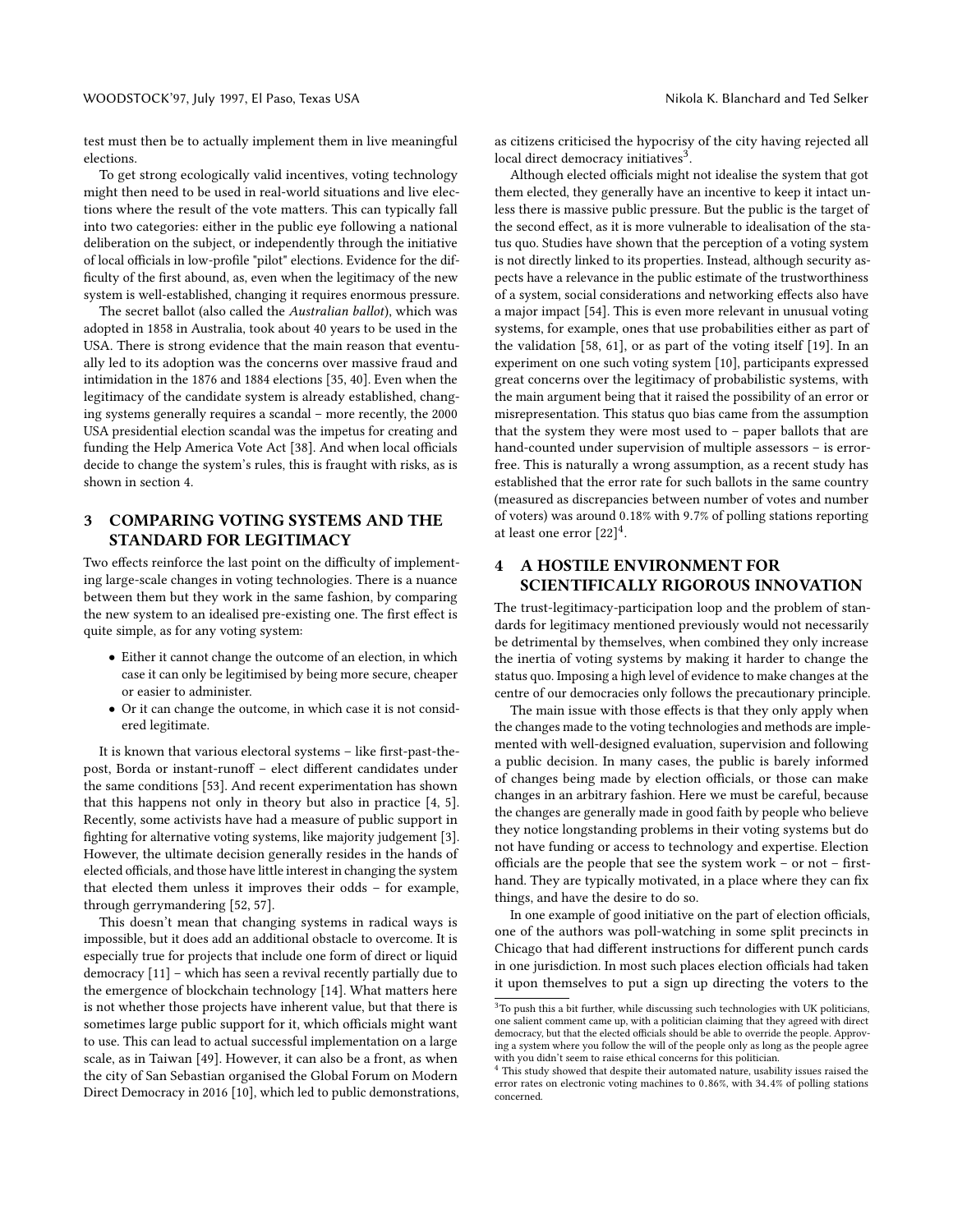test must then be to actually implement them in live meaningful elections.

To get strong ecologically valid incentives, voting technology might then need to be used in real-world situations and live elections where the result of the vote matters. This can typically fall into two categories: either in the public eye following a national deliberation on the subject, or independently through the initiative of local officials in low-profile "pilot" elections. Evidence for the difficulty of the first abound, as, even when the legitimacy of the new system is well-established, changing it requires enormous pressure.

The secret ballot (also called the *Australian ballot*), which was adopted in 1858 in Australia, took about 40 years to be used in the USA. There is strong evidence that the main reason that eventually led to its adoption was the concerns over massive fraud and intimidation in the 1876 and 1884 elections [35, 40]. Even when the legitimacy of the candidate system is already established, changing systems generally requires a scandal – more recently, the 2000 USA presidential election scandal was the impetus for creating and funding the Help America Vote Act [38]. And when local officials decide to change the system's rules, this is fraught with risks, as is shown in section 4.

## 3 COMPARING VOTING SYSTEMS AND THE STANDARD FOR LEGITIMACY

Two effects reinforce the last point on the difficulty of implementing large-scale changes in voting technologies. There is a nuance between them but they work in the same fashion, by comparing the new system to an idealised pre-existing one. The first effect is quite simple, as for any voting system:

- Either it cannot change the outcome of an election, in which case it can only be legitimised by being more secure, cheaper or easier to administer.
- Or it can change the outcome, in which case it is not considered legitimate.

It is known that various electoral systems – like first-past-the-post, Borda or instant-runoff – elect different candidates under the same conditions [53]. And recent experimentation has shown that this happens not only in theory but also in practice [4, 5]. Recently, some activists have had a measure of public support in fighting for alternative voting systems, like majority judgement [3]. However, the ultimate decision generally resides in the hands of elected officials, and those have little interest in changing the system that elected them unless it improves their odds – for example, through gerrymandering [52, 57].

This doesn't mean that changing systems in radical ways is impossible, but it does add an additional obstacle to overcome. It is especially true for projects that include one form of direct or liquid democracy [11] – which has seen a revival recently partially due to the emergence of blockchain technology [14]. What matters here is not whether those projects have inherent value, but that there is sometimes large public support for it, which officials might want to use. This can lead to actual successful implementation on a large scale, as in Taiwan [49]. However, it can also be a front, as when the city of San Sebastian organised the Global Forum on Modern Direct Democracy in 2016 [10], which led to public demonstrations, as citizens criticised the hypocrisy of the city having rejected all local direct democracy initiatives[3].

Although elected officials might not idealise the system that got them elected, they generally have an incentive to keep it intact unless there is massive public pressure. But the public is the target of the second effect, as it is more vulnerable to idealisation of the status quo. Studies have shown that the perception of a voting system is not directly linked to its properties. Instead, although security aspects have a relevance in the public estimate of the trustworthiness of a system, social considerations and networking effects also have a major impact [54]. This is even more relevant in unusual voting systems, for example, ones that use probabilities either as part of the validation [58, 61], or as part of the voting itself [19]. In an experiment on one such voting system [10], participants expressed great concerns over the legitimacy of probabilistic systems, with the main argument being that it raised the possibility of an error or misrepresentation. This status quo bias came from the assumption that the system they were most used to – paper ballots that are hand-counted under supervision of multiple assessors – is error-free. This is naturally a wrong assumption, as a recent study has established that the error rate for such ballots in the same country (measured as discrepancies between number of votes and number of voters) was around 0.18% with 9.7% of polling stations reporting at least one error [22][4].

## 4 A HOSTILE ENVIRONMENT FOR SCIENTIFICALLY RIGOROUS INNOVATION

The trust-legitimacy-participation loop and the problem of standards for legitimacy mentioned previously would not necessarily be detrimental by themselves, when combined they only increase the inertia of voting systems by making it harder to change the status quo. Imposing a high level of evidence to make changes at the centre of our democracies only follows the precautionary principle.

The main issue with those effects is that they only apply when the changes made to the voting technologies and methods are implemented with well-designed evaluation, supervision and following a public decision. In many cases, the public is barely informed of changes being made by election officials, or those can make changes in an arbitrary fashion. Here we must be careful, because the changes are generally made in good faith by people who believe they notice longstanding problems in their voting systems but do not have funding or access to technology and expertise. Election officials are the people that see the system work – or not – first-hand. They are typically motivated, in a place where they can fix things, and have the desire to do so.

In one example of good initiative on the part of election officials, one of the authors was poll-watching in some split precincts in Chicago that had different instructions for different punch cards in one jurisdiction. In most such places election officials had taken it upon themselves to put a sign up directing the voters to the

[3] To push this a bit further, while discussing such technologies with UK politicians, one salient comment came up, with a politician claiming that they agreed with direct democracy, but that the elected officials should be able to override the people. Approving a system where you follow the will of the people only as long as the people agree with you didn't seem to raise ethical concerns for this politician.

[4] This study showed that despite their automated nature, usability issues raised the error rates on electronic voting machines to 0.86%, with 34.4% of polling stations concerned.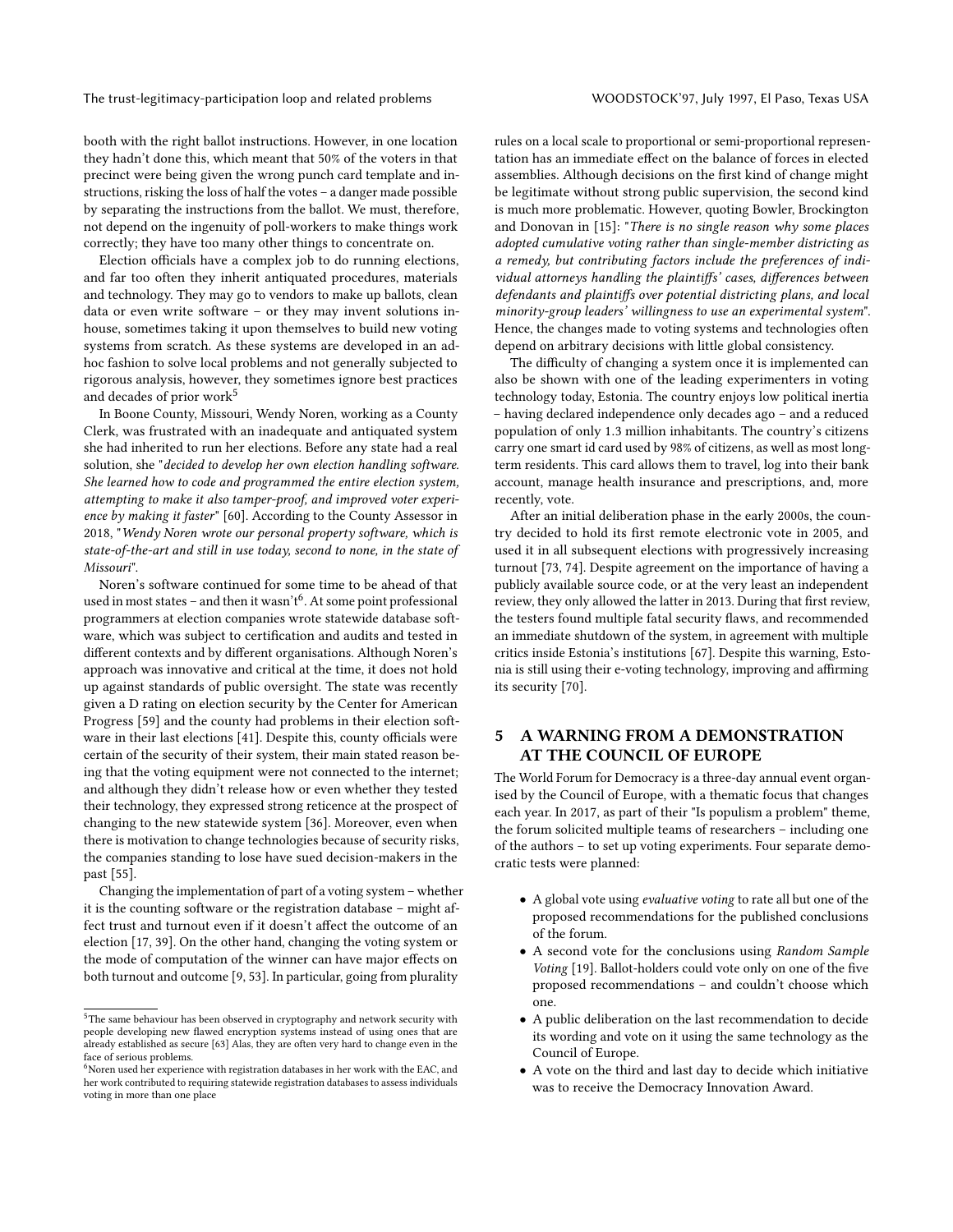booth with the right ballot instructions. However, in one location they hadn't done this, which meant that 50% of the voters in that precinct were being given the wrong punch card template and instructions, risking the loss of half the votes – a danger made possible by separating the instructions from the ballot. We must, therefore, not depend on the ingenuity of poll-workers to make things work correctly; they have too many other things to concentrate on.

Election officials have a complex job to do running elections, and far too often they inherit antiquated procedures, materials and technology. They may go to vendors to make up ballots, clean data or even write software – or they may invent solutions in-house, sometimes taking it upon themselves to build new voting systems from scratch. As these systems are developed in an ad-hoc fashion to solve local problems and not generally subjected to rigorous analysis, however, they sometimes ignore best practices and decades of prior work[5]

In Boone County, Missouri, Wendy Noren, working as a County Clerk, was frustrated with an inadequate and antiquated system she had inherited to run her elections. Before any state had a real solution, she "*decided to develop her own election handling software. She learned how to code and programmed the entire election system, attempting to make it also tamper-proof, and improved voter experience by making it faster*" [60]. According to the County Assessor in 2018, "*Wendy Noren wrote our personal property software, which is state-of-the-art and still in use today, second to none, in the state of Missouri*".

Noren's software continued for some time to be ahead of that used in most states – and then it wasn't[6]. At some point professional programmers at election companies wrote statewide database software, which was subject to certification and audits and tested in different contexts and by different organisations. Although Noren's approach was innovative and critical at the time, it does not hold up against standards of public oversight. The state was recently given a D rating on election security by the Center for American Progress [59] and the county had problems in their election software in their last elections [41]. Despite this, county officials were certain of the security of their system, their main stated reason being that the voting equipment were not connected to the internet; and although they didn't release how or even whether they tested their technology, they expressed strong reticence at the prospect of changing to the new statewide system [36]. Moreover, even when there is motivation to change technologies because of security risks, the companies standing to lose have sued decision-makers in the past [55].

Changing the implementation of part of a voting system – whether it is the counting software or the registration database – might affect trust and turnout even if it doesn't affect the outcome of an election [17, 39]. On the other hand, changing the voting system or the mode of computation of the winner can have major effects on both turnout and outcome [9, 53]. In particular, going from plurality rules on a local scale to proportional or semi-proportional representation has an immediate effect on the balance of forces in elected assemblies. Although decisions on the first kind of change might be legitimate without strong public supervision, the second kind is much more problematic. However, quoting Bowler, Brockington and Donovan in [15]: "*There is no single reason why some places adopted cumulative voting rather than single-member districting as a remedy, but contributing factors include the preferences of individual attorneys handling the plaintiffs' cases, differences between defendants and plaintiffs over potential districting plans, and local minority-group leaders' willingness to use an experimental system*". Hence, the changes made to voting systems and technologies often depend on arbitrary decisions with little global consistency.

The difficulty of changing a system once it is implemented can also be shown with one of the leading experimenters in voting technology today, Estonia. The country enjoys low political inertia – having declared independence only decades ago – and a reduced population of only 1.3 million inhabitants. The country's citizens carry one smart id card used by 98% of citizens, as well as most long-term residents. This card allows them to travel, log into their bank account, manage health insurance and prescriptions, and, more recently, vote.

After an initial deliberation phase in the early 2000s, the country decided to hold its first remote electronic vote in 2005, and used it in all subsequent elections with progressively increasing turnout [73, 74]. Despite agreement on the importance of having a publicly available source code, or at the very least an independent review, they only allowed the latter in 2013. During that first review, the testers found multiple fatal security flaws, and recommended an immediate shutdown of the system, in agreement with multiple critics inside Estonia's institutions [67]. Despite this warning, Estonia is still using their e-voting technology, improving and affirming its security [70].

## 5 A WARNING FROM A DEMONSTRATION AT THE COUNCIL OF EUROPE

The World Forum for Democracy is a three-day annual event organised by the Council of Europe, with a thematic focus that changes each year. In 2017, as part of their "Is populism a problem" theme, the forum solicited multiple teams of researchers – including one of the authors – to set up voting experiments. Four separate democratic tests were planned:

- A global vote using *evaluative voting* to rate all but one of the proposed recommendations for the published conclusions of the forum.
- A second vote for the conclusions using *Random Sample Voting* [19]. Ballot-holders could vote only on one of the five proposed recommendations – and couldn't choose which one.
- A public deliberation on the last recommendation to decide its wording and vote on it using the same technology as the Council of Europe.
- A vote on the third and last day to decide which initiative was to receive the Democracy Innovation Award.

[5] The same behaviour has been observed in cryptography and network security with people developing new flawed encryption systems instead of using ones that are already established as secure [63] Alas, they are often very hard to change even in the face of serious problems.

[6] Noren used her experience with registration databases in her work with the EAC, and her work contributed to requiring statewide registration databases to assess individuals voting in more than one place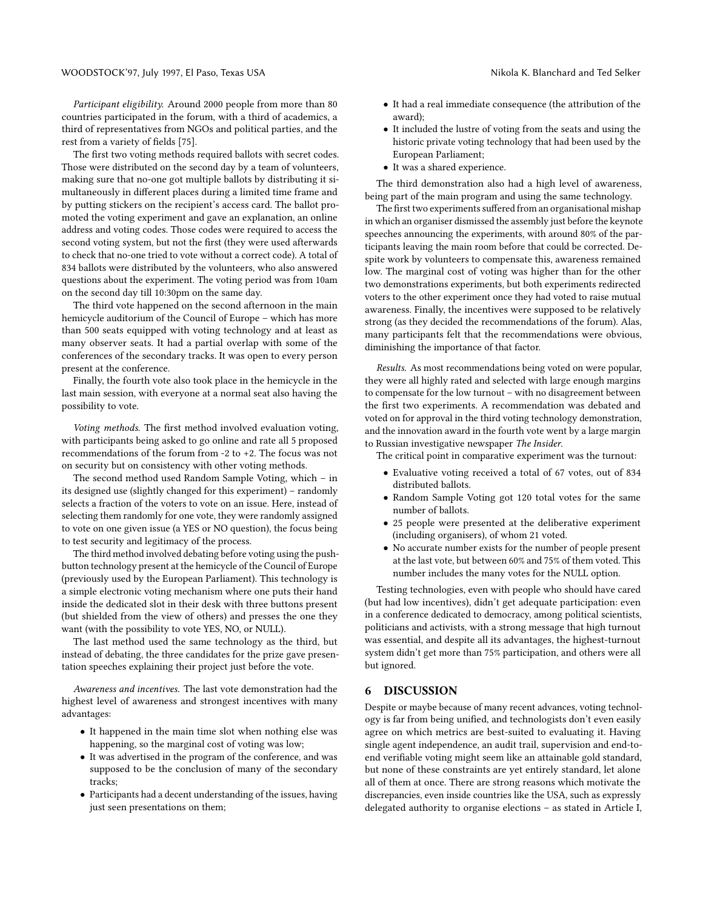*Participant eligibility.* Around 2000 people from more than 80 countries participated in the forum, with a third of academics, a third of representatives from NGOs and political parties, and the rest from a variety of fields [75].

The first two voting methods required ballots with secret codes. Those were distributed on the second day by a team of volunteers, making sure that no-one got multiple ballots by distributing it simultaneously in different places during a limited time frame and by putting stickers on the recipient's access card. The ballot promoted the voting experiment and gave an explanation, an online address and voting codes. Those codes were required to access the second voting system, but not the first (they were used afterwards to check that no-one tried to vote without a correct code). A total of 834 ballots were distributed by the volunteers, who also answered questions about the experiment. The voting period was from 10am on the second day till 10:30pm on the same day.

The third vote happened on the second afternoon in the main hemicycle auditorium of the Council of Europe – which has more than 500 seats equipped with voting technology and at least as many observer seats. It had a partial overlap with some of the conferences of the secondary tracks. It was open to every person present at the conference.

Finally, the fourth vote also took place in the hemicycle in the last main session, with everyone at a normal seat also having the possibility to vote.

*Voting methods.* The first method involved evaluation voting, with participants being asked to go online and rate all 5 proposed recommendations of the forum from -2 to +2. The focus was not on security but on consistency with other voting methods.

The second method used Random Sample Voting, which – in its designed use (slightly changed for this experiment) – randomly selects a fraction of the voters to vote on an issue. Here, instead of selecting them randomly for one vote, they were randomly assigned to vote on one given issue (a YES or NO question), the focus being to test security and legitimacy of the process.

The third method involved debating before voting using the push-button technology present at the hemicycle of the Council of Europe (previously used by the European Parliament). This technology is a simple electronic voting mechanism where one puts their hand inside the dedicated slot in their desk with three buttons present (but shielded from the view of others) and presses the one they want (with the possibility to vote YES, NO, or NULL).

The last method used the same technology as the third, but instead of debating, the three candidates for the prize gave presentation speeches explaining their project just before the vote.

*Awareness and incentives.* The last vote demonstration had the highest level of awareness and strongest incentives with many advantages:

- It happened in the main time slot when nothing else was happening, so the marginal cost of voting was low;
- It was advertised in the program of the conference, and was supposed to be the conclusion of many of the secondary tracks;
- Participants had a decent understanding of the issues, having just seen presentations on them;
- It had a real immediate consequence (the attribution of the award);
- It included the lustre of voting from the seats and using the historic private voting technology that had been used by the European Parliament;
- It was a shared experience.

The third demonstration also had a high level of awareness, being part of the main program and using the same technology.

The first two experiments suffered from an organisational mishap in which an organiser dismissed the assembly just before the keynote speeches announcing the experiments, with around 80% of the participants leaving the main room before that could be corrected. Despite work by volunteers to compensate this, awareness remained low. The marginal cost of voting was higher than for the other two demonstrations experiments, but both experiments redirected voters to the other experiment once they had voted to raise mutual awareness. Finally, the incentives were supposed to be relatively strong (as they decided the recommendations of the forum). Alas, many participants felt that the recommendations were obvious, diminishing the importance of that factor.

*Results.* As most recommendations being voted on were popular, they were all highly rated and selected with large enough margins to compensate for the low turnout – with no disagreement between the first two experiments. A recommendation was debated and voted on for approval in the third voting technology demonstration, and the innovation award in the fourth vote went by a large margin to Russian investigative newspaper *The Insider*.

The critical point in comparative experiment was the turnout:

- Evaluative voting received a total of 67 votes, out of 834 distributed ballots.
- Random Sample Voting got 120 total votes for the same number of ballots.
- 25 people were presented at the deliberative experiment (including organisers), of whom 21 voted.
- No accurate number exists for the number of people present at the last vote, but between 60% and 75% of them voted. This number includes the many votes for the NULL option.

Testing technologies, even with people who should have cared (but had low incentives), didn't get adequate participation: even in a conference dedicated to democracy, among political scientists, politicians and activists, with a strong message that high turnout was essential, and despite all its advantages, the highest-turnout system didn't get more than 75% participation, and others were all but ignored.

## 6 DISCUSSION

Despite or maybe because of many recent advances, voting technology is far from being unified, and technologists don't even easily agree on which metrics are best-suited to evaluating it. Having single agent independence, an audit trail, supervision and end-to-end verifiable voting might seem like an attainable gold standard, but none of these constraints are yet entirely standard, let alone all of them at once. There are strong reasons which motivate the discrepancies, even inside countries like the USA, such as expressly delegated authority to organise elections – as stated in Article I,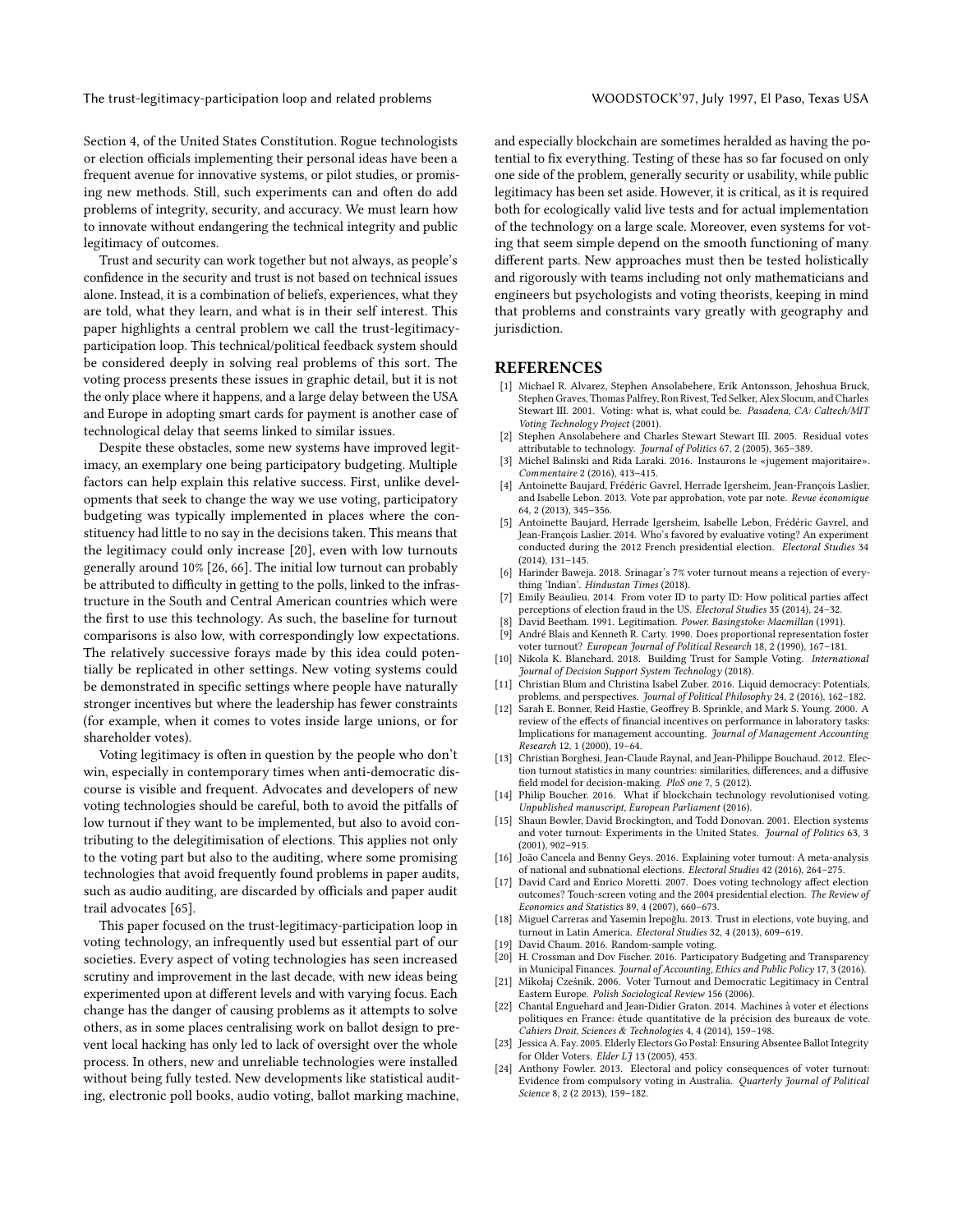Section 4, of the United States Constitution. Rogue technologists or election officials implementing their personal ideas have been a frequent avenue for innovative systems, or pilot studies, or promising new methods. Still, such experiments can and often do add problems of integrity, security, and accuracy. We must learn how to innovate without endangering the technical integrity and public legitimacy of outcomes.

Trust and security can work together but not always, as people's confidence in the security and trust is not based on technical issues alone. Instead, it is a combination of beliefs, experiences, what they are told, what they learn, and what is in their self interest. This paper highlights a central problem we call the trust-legitimacy-participation loop. This technical/political feedback system should be considered deeply in solving real problems of this sort. The voting process presents these issues in graphic detail, but it is not the only place where it happens, and a large delay between the USA and Europe in adopting smart cards for payment is another case of technological delay that seems linked to similar issues.

Despite these obstacles, some new systems have improved legitimacy, an exemplary one being participatory budgeting. Multiple factors can help explain this relative success. First, unlike developments that seek to change the way we use voting, participatory budgeting was typically implemented in places where the constituency had little to no say in the decisions taken. This means that the legitimacy could only increase [20], even with low turnouts generally around 10% [26, 66]. The initial low turnout can probably be attributed to difficulty in getting to the polls, linked to the infrastructure in the South and Central American countries which were the first to use this technology. As such, the baseline for turnout comparisons is also low, with correspondingly low expectations. The relatively successive forays made by this idea could potentially be replicated in other settings. New voting systems could be demonstrated in specific settings where people have naturally stronger incentives but where the leadership has fewer constraints (for example, when it comes to votes inside large unions, or for shareholder votes).

Voting legitimacy is often in question by the people who don't win, especially in contemporary times when anti-democratic discourse is visible and frequent. Advocates and developers of new voting technologies should be careful, both to avoid the pitfalls of low turnout if they want to be implemented, but also to avoid contributing to the delegitimisation of elections. This applies not only to the voting part but also to the auditing, where some promising technologies that avoid frequently found problems in paper audits, such as audio auditing, are discarded by officials and paper audit trail advocates [65].

This paper focused on the trust-legitimacy-participation loop in voting technology, an infrequently used but essential part of our societies. Every aspect of voting technologies has seen increased scrutiny and improvement in the last decade, with new ideas being experimented upon at different levels and with varying focus. Each change has the danger of causing problems as it attempts to solve others, as in some places centralising work on ballot design to prevent local hacking has only led to lack of oversight over the whole process. In others, new and unreliable technologies were installed without being fully tested. New developments like statistical auditing, electronic poll books, audio voting, ballot marking machine, and especially blockchain are sometimes heralded as having the potential to fix everything. Testing of these has so far focused on only one side of the problem, generally security or usability, while public legitimacy has been set aside. However, it is critical, as it is required both for ecologically valid live tests and for actual implementation of the technology on a large scale. Moreover, even systems for voting that seem simple depend on the smooth functioning of many different parts. New approaches must then be tested holistically and rigorously with teams including not only mathematicians and engineers but psychologists and voting theorists, keeping in mind that problems and constraints vary greatly with geography and jurisdiction.

## REFERENCES

- [1] Michael R. Alvarez, Stephen Ansolabehere, Erik Antonsson, Jehoshua Bruck, Stephen Graves, Thomas Palfrey, Ron Rivest, Ted Selker, Alex Slocum, and Charles Stewart III. 2001. Voting: what is, what could be. *Pasadena, CA: Caltech/MIT Voting Technology Project* (2001).
- [2] Stephen Ansolabehere and Charles Stewart Stewart III. 2005. Residual votes attributable to technology. *Journal of Politics* 67, 2 (2005), 365–389.
- [3] Michel Balinski and Rida Laraki. 2016. Instaurons le «jugement majoritaire». *Commentaire* 2 (2016), 413–415.
- [4] Antoinette Baujard, Frédéric Gavrel, Herrade Igersheim, Jean-François Laslier, and Isabelle Lebon. 2013. Vote par approbation, vote par note. *Revue économique* 64, 2 (2013), 345–356.
- [5] Antoinette Baujard, Herrade Igersheim, Isabelle Lebon, Frédéric Gavrel, and Jean-François Laslier. 2014. Who's favored by evaluative voting? An experiment conducted during the 2012 French presidential election. *Electoral Studies* 34 (2014), 131–145.
- [6] Harinder Baweja. 2018. Srinagar's 7% voter turnout means a rejection of everything 'Indian'. *Hindustan Times* (2018).
- [7] Emily Beaulieu. 2014. From voter ID to party ID: How political parties affect perceptions of election fraud in the US. *Electoral Studies* 35 (2014), 24–32.
- [8] David Beetham. 1991. Legitimation. *Power. Basingstoke: Macmillan* (1991).
- [9] André Blais and Kenneth R. Carty. 1990. Does proportional representation foster voter turnout? *European Journal of Political Research* 18, 2 (1990), 167–181.
- [10] Nikola K. Blanchard. 2018. Building Trust for Sample Voting. *International Journal of Decision Support System Technology* (2018).
- [11] Christian Blum and Christina Isabel Zuber. 2016. Liquid democracy: Potentials, problems, and perspectives. *Journal of Political Philosophy* 24, 2 (2016), 162–182.
- [12] Sarah E. Bonner, Reid Hastie, Geoffrey B. Sprinkle, and Mark S. Young. 2000. A review of the effects of financial incentives on performance in laboratory tasks: Implications for management accounting. *Journal of Management Accounting Research* 12, 1 (2000), 19–64.
- [13] Christian Borghesi, Jean-Claude Raynal, and Jean-Philippe Bouchaud. 2012. Election turnout statistics in many countries: similarities, differences, and a diffusive field model for decision-making. *PloS one* 7, 5 (2012).
- [14] Philip Boucher. 2016. What if blockchain technology revolutionised voting. *Unpublished manuscript, European Parliament* (2016).
- [15] Shaun Bowler, David Brockington, and Todd Donovan. 2001. Election systems and voter turnout: Experiments in the United States. *Journal of Politics* 63, 3 (2001), 902–915.
- [16] João Cancela and Benny Geys. 2016. Explaining voter turnout: A meta-analysis of national and subnational elections. *Electoral Studies* 42 (2016), 264–275.
- [17] David Card and Enrico Moretti. 2007. Does voting technology affect election outcomes? Touch-screen voting and the 2004 presidential election. *The Review of Economics and Statistics* 89, 4 (2007), 660–673.
- [18] Miguel Carreras and Yasemin İrepoğlu. 2013. Trust in elections, vote buying, and turnout in Latin America. *Electoral Studies* 32, 4 (2013), 609–619.
- [19] David Chaum. 2016. Random-sample voting.
- [20] H. Crossman and Dov Fischer. 2016. Participatory Budgeting and Transparency in Municipal Finances. *Journal of Accounting, Ethics and Public Policy* 17, 3 (2016).
- [21] Mikołaj Cześnik. 2006. Voter Turnout and Democratic Legitimacy in Central Eastern Europe. *Polish Sociological Review* 156 (2006).
- [22] Chantal Enguehard and Jean-Didier Graton. 2014. Machines à voter et élections politiques en France: étude quantitative de la précision des bureaux de vote. *Cahiers Droit, Sciences & Technologies* 4, 4 (2014), 159–198.
- [23] Jessica A. Fay. 2005. Elderly Electors Go Postal: Ensuring Absentee Ballot Integrity for Older Voters. *Elder LJ* 13 (2005), 453.
- [24] Anthony Fowler. 2013. Electoral and policy consequences of voter turnout: Evidence from compulsory voting in Australia. *Quarterly Journal of Political Science* 8, 2 (2 2013), 159–182.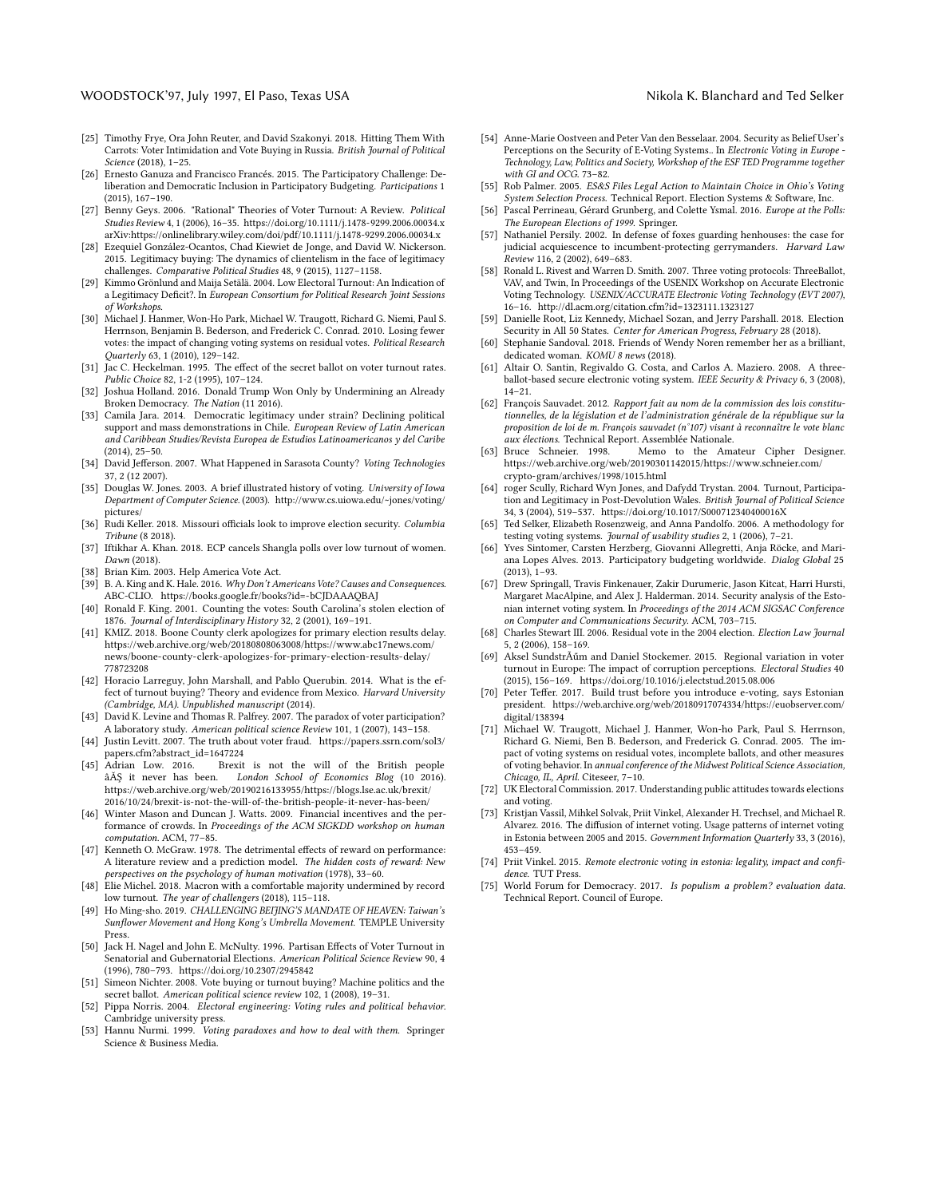[25] Timothy Frye, Ora John Reuter, and David Szakonyi. 2018. Hitting Them With Carrots: Voter Intimidation and Vote Buying in Russia. *British Journal of Political Science* (2018), 1–25.

[26] Ernesto Ganuza and Francisco Francés. 2015. The Participatory Challenge: Deliberation and Democratic Inclusion in Participatory Budgeting. *Participations* 1 (2015), 167–190.

[27] Benny Geys. 2006. "Rational" Theories of Voter Turnout: A Review. *Political Studies Review* 4, 1 (2006), 16–35. https://doi.org/10.1111/j.1478-9299.2006.00034.x arXiv:https://onlinelibrary.wiley.com/doi/pdf/10.1111/j.1478-9299.2006.00034.x

[28] Ezequiel González-Ocantos, Chad Kiewiet de Jonge, and David W. Nickerson. 2015. Legitimacy buying: The dynamics of clientelism in the face of legitimacy challenges. *Comparative Political Studies* 48, 9 (2015), 1127–1158.

[29] Kimmo Grönlund and Maija Setälä. 2004. Low Electoral Turnout: An Indication of a Legitimacy Deficit?. In *European Consortium for Political Research Joint Sessions of Workshops*.

[30] Michael J. Hanmer, Won-Ho Park, Michael W. Traugott, Richard G. Niemi, Paul S. Herrnson, Benjamin B. Bederson, and Frederick C. Conrad. 2010. Losing fewer votes: the impact of changing voting systems on residual votes. *Political Research Quarterly* 63, 1 (2010), 129–142.

[31] Jac C. Heckelman. 1995. The effect of the secret ballot on voter turnout rates. *Public Choice* 82, 1-2 (1995), 107–124.

[32] Joshua Holland. 2016. Donald Trump Won Only by Undermining an Already Broken Democracy. *The Nation* (11 2016).

[33] Camila Jara. 2014. Democratic legitimacy under strain? Declining political support and mass demonstrations in Chile. *European Review of Latin American and Caribbean Studies/Revista Europea de Estudios Latinoamericanos y del Caribe* (2014), 25–50.

[34] David Jefferson. 2007. What Happened in Sarasota County? *Voting Technologies* 37, 2 (12 2007).

[35] Douglas W. Jones. 2003. A brief illustrated history of voting. *University of Iowa Department of Computer Science.* (2003). http://www.cs.uiowa.edu/~jones/voting/pictures/

[36] Rudi Keller. 2018. Missouri officials look to improve election security. *Columbia Tribune* (8 2018).

[37] Iftikhar A. Khan. 2018. ECP cancels Shangla polls over low turnout of women. *Dawn* (2018).

[38] Brian Kim. 2003. Help America Vote Act.

[39] B. A. King and K. Hale. 2016. *Why Don't Americans Vote? Causes and Consequences.* ABC-CLIO. https://books.google.fr/books?id=-bCJDAAAQBAJ

[40] Ronald F. King. 2001. Counting the votes: South Carolina's stolen election of 1876. *Journal of Interdisciplinary History* 32, 2 (2001), 169–191.

[41] KMIZ. 2018. Boone County clerk apologizes for primary election results delay. https://web.archive.org/web/20180808063008/https://www.abc17news.com/news/boone-county-clerk-apologizes-for-primary-election-results-delay/778723208

[42] Horacio Larreguy, John Marshall, and Pablo Querubin. 2014. What is the effect of turnout buying? Theory and evidence from Mexico. *Harvard University (Cambridge, MA). Unpublished manuscript* (2014).

[43] David K. Levine and Thomas R. Palfrey. 2007. The paradox of voter participation? A laboratory study. *American political science Review* 101, 1 (2007), 143–158.

[44] Justin Levitt. 2007. The truth about voter fraud. https://papers.ssrn.com/sol3/papers.cfm?abstract_id=1647224

[45] Adrian Low. 2016. Brexit is not the will of the British people âĂŞ it never has been. *London School of Economics Blog* (10 2016). https://web.archive.org/web/20190216133955/https://blogs.lse.ac.uk/brexit/2016/10/24/brexit-is-not-the-will-of-the-british-people-it-never-has-been/

[46] Winter Mason and Duncan J. Watts. 2009. Financial incentives and the performance of crowds. In *Proceedings of the ACM SIGKDD workshop on human computation*. ACM, 77–85.

[47] Kenneth O. McGraw. 1978. The detrimental effects of reward on performance: A literature review and a prediction model. *The hidden costs of reward: New perspectives on the psychology of human motivation* (1978), 33–60.

[48] Elie Michel. 2018. Macron with a comfortable majority undermined by record low turnout. *The year of challengers* (2018), 115–118.

[49] Ho Ming-sho. 2019. *CHALLENGING BEIJING'S MANDATE OF HEAVEN: Taiwan's Sunflower Movement and Hong Kong's Umbrella Movement.* TEMPLE University Press.

[50] Jack H. Nagel and John E. McNulty. 1996. Partisan Effects of Voter Turnout in Senatorial and Gubernatorial Elections. *American Political Science Review* 90, 4 (1996), 780–793. https://doi.org/10.2307/2945842

[51] Simeon Nichter. 2008. Vote buying or turnout buying? Machine politics and the secret ballot. *American political science review* 102, 1 (2008), 19–31.

[52] Pippa Norris. 2004. *Electoral engineering: Voting rules and political behavior.* Cambridge university press.

[53] Hannu Nurmi. 1999. *Voting paradoxes and how to deal with them.* Springer Science & Business Media.

[54] Anne-Marie Oostveen and Peter Van den Besselaar. 2004. Security as Belief User's Perceptions on the Security of E-Voting Systems.. In *Electronic Voting in Europe - Technology, Law, Politics and Society, Workshop of the ESF TED Programme together with GI and OCG.* 73–82.

[55] Rob Palmer. 2005. *ES&S Files Legal Action to Maintain Choice in Ohio's Voting System Selection Process.* Technical Report. Election Systems & Software, Inc.

[56] Pascal Perrineau, Gérard Grunberg, and Colette Ysmal. 2016. *Europe at the Polls: The European Elections of 1999.* Springer.

[57] Nathaniel Persily. 2002. In defense of foxes guarding henhouses: the case for judicial acquiescence to incumbent-protecting gerrymanders. *Harvard Law Review* 116, 2 (2002), 649–683.

[58] Ronald L. Rivest and Warren D. Smith. 2007. Three voting protocols: ThreeBallot, VAV, and Twin, In Proceedings of the USENIX Workshop on Accurate Electronic Voting Technology. *USENIX/ACCURATE Electronic Voting Technology (EVT 2007)*, 16–16. http://dl.acm.org/citation.cfm?id=1323111.1323127

[59] Danielle Root, Liz Kennedy, Michael Sozan, and Jerry Parshall. 2018. Election Security in All 50 States. *Center for American Progress, February* 28 (2018).

[60] Stephanie Sandoval. 2018. Friends of Wendy Noren remember her as a brilliant, dedicated woman. *KOMU 8 news* (2018).

[61] Altair O. Santin, Regivaldo G. Costa, and Carlos A. Maziero. 2008. A three-ballot-based secure electronic voting system. *IEEE Security & Privacy* 6, 3 (2008), 14–21.

[62] François Sauvadet. 2012. *Rapport fait au nom de la commission des lois constitutionnelles, de la législation et de l'administration générale de la république sur la proposition de loi de m. François sauvadet (n°107) visant à reconnaître le vote blanc aux élections.* Technical Report. Assemblée Nationale.

[63] Bruce Schneier. 1998. Memo to the Amateur Cipher Designer. https://web.archive.org/web/20190301142015/https://www.schneier.com/crypto-gram/archives/1998/1015.html

[64] roger Scully, Richard Wyn Jones, and Dafydd Trystan. 2004. Turnout, Participation and Legitimacy in Post-Devolution Wales. *British Journal of Political Science* 34, 3 (2004), 519–537. https://doi.org/10.1017/S000712340400016X

[65] Ted Selker, Elizabeth Rosenzweig, and Anna Pandolfo. 2006. A methodology for testing voting systems. *Journal of usability studies* 2, 1 (2006), 7–21.

[66] Yves Sintomer, Carsten Herzberg, Giovanni Allegretti, Anja Röcke, and Mariana Lopes Alves. 2013. Participatory budgeting worldwide. *Dialog Global* 25 (2013), 1–93.

[67] Drew Springall, Travis Finkenauer, Zakir Durumeric, Jason Kitcat, Harri Hursti, Margaret MacAlpine, and Alex J. Halderman. 2014. Security analysis of the Estonian internet voting system. In *Proceedings of the 2014 ACM SIGSAC Conference on Computer and Communications Security*. ACM, 703–715.

[68] Charles Stewart III. 2006. Residual vote in the 2004 election. *Election Law Journal* 5, 2 (2006), 158–169.

[69] Aksel SundstrÃűm and Daniel Stockemer. 2015. Regional variation in voter turnout in Europe: The impact of corruption perceptions. *Electoral Studies* 40 (2015), 156–169. https://doi.org/10.1016/j.electstud.2015.08.006

[70] Peter Teffer. 2017. Build trust before you introduce e-voting, says Estonian president. https://web.archive.org/web/20180917074334/https://euobserver.com/digital/138394

[71] Michael W. Traugott, Michael J. Hanmer, Won-ho Park, Paul S. Herrnson, Richard G. Niemi, Ben B. Bederson, and Frederick G. Conrad. 2005. The impact of voting systems on residual votes, incomplete ballots, and other measures of voting behavior. In *annual conference of the Midwest Political Science Association, Chicago, IL, April*. Citeseer, 7–10.

[72] UK Electoral Commission. 2017. Understanding public attitudes towards elections and voting.

[73] Kristjan Vassil, Mihkel Solvak, Priit Vinkel, Alexander H. Trechsel, and Michael R. Alvarez. 2016. The diffusion of internet voting. Usage patterns of internet voting in Estonia between 2005 and 2015. *Government Information Quarterly* 33, 3 (2016), 453–459.

[74] Priit Vinkel. 2015. *Remote electronic voting in estonia: legality, impact and confidence.* TUT Press.

[75] World Forum for Democracy. 2017. *Is populism a problem? evaluation data.* Technical Report. Council of Europe.